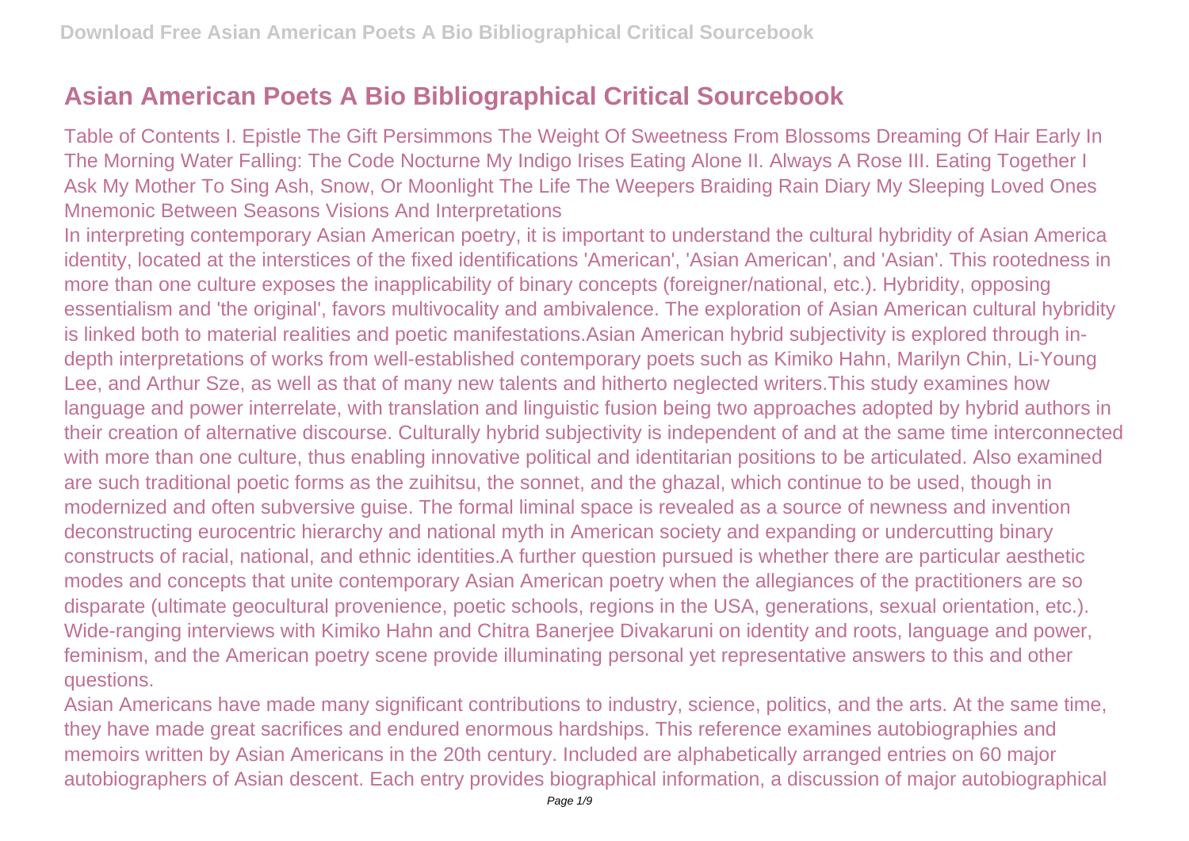# Asian American Poets A Bio Bibliographical Critical Sourcebook

Table of Contents I. Epistle The Gift Persimmons The Weight Of Sweetness From Blossoms Dreaming Of Hair Early In The Morning Water Falling: The Code Nocturne My Indigo Irises Eating Alone II. Always A Rose III. Eating Together I Ask My Mother To Sing Ash, Snow, Or Moonlight The Life The Weepers Braiding Rain Diary My Sleeping Loved Ones Mnemonic Between Seasons Visions And Interpretations

In interpreting contemporary Asian American poetry, it is important to understand the cultural hybridity of Asian America identity, located at the interstices of the fixed identifications 'American', 'Asian American', and 'Asian'. This rootedness in more than one culture exposes the inapplicability of binary concepts (foreigner/national, etc.). Hybridity, opposing essentialism and 'the original', favors multivocality and ambivalence. The exploration of Asian American cultural hybridity is linked both to material realities and poetic manifestations.Asian American hybrid subjectivity is explored through in-depth interpretations of works from well-established contemporary poets such as Kimiko Hahn, Marilyn Chin, Li-Young Lee, and Arthur Sze, as well as that of many new talents and hitherto neglected writers.This study examines how language and power interrelate, with translation and linguistic fusion being two approaches adopted by hybrid authors in their creation of alternative discourse. Culturally hybrid subjectivity is independent of and at the same time interconnected with more than one culture, thus enabling innovative political and identitarian positions to be articulated. Also examined are such traditional poetic forms as the zuihitsu, the sonnet, and the ghazal, which continue to be used, though in modernized and often subversive guise. The formal liminal space is revealed as a source of newness and invention deconstructing eurocentric hierarchy and national myth in American society and expanding or undercutting binary constructs of racial, national, and ethnic identities.A further question pursued is whether there are particular aesthetic modes and concepts that unite contemporary Asian American poetry when the allegiances of the practitioners are so disparate (ultimate geocultural provenience, poetic schools, regions in the USA, generations, sexual orientation, etc.). Wide-ranging interviews with Kimiko Hahn and Chitra Banerjee Divakaruni on identity and roots, language and power, feminism, and the American poetry scene provide illuminating personal yet representative answers to this and other questions.

Asian Americans have made many significant contributions to industry, science, politics, and the arts. At the same time, they have made great sacrifices and endured enormous hardships. This reference examines autobiographies and memoirs written by Asian Americans in the 20th century. Included are alphabetically arranged entries on 60 major autobiographers of Asian descent. Each entry provides biographical information, a discussion of major autobiographical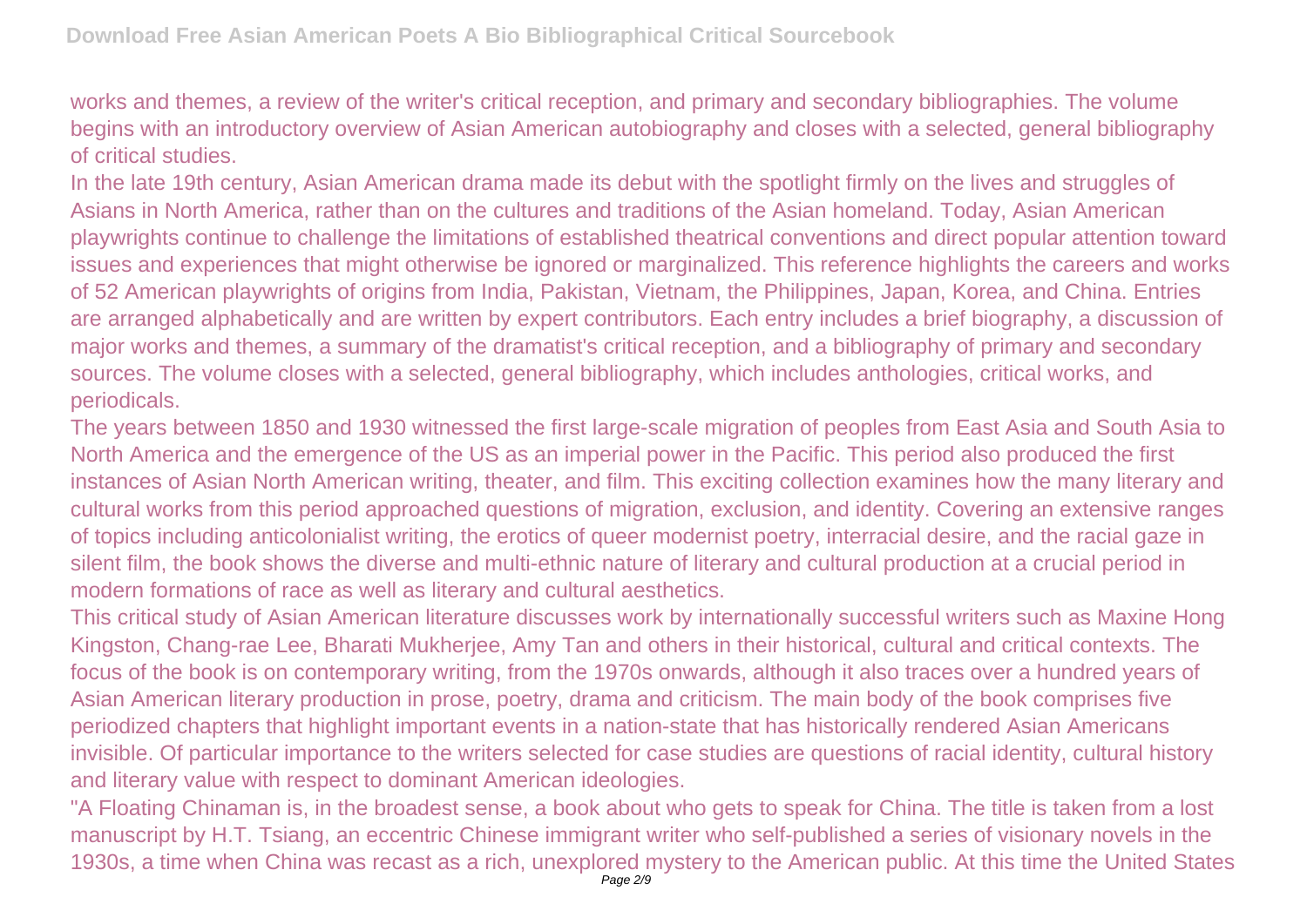works and themes, a review of the writer's critical reception, and primary and secondary bibliographies. The volume begins with an introductory overview of Asian American autobiography and closes with a selected, general bibliography of critical studies.

In the late 19th century, Asian American drama made its debut with the spotlight firmly on the lives and struggles of Asians in North America, rather than on the cultures and traditions of the Asian homeland. Today, Asian American playwrights continue to challenge the limitations of established theatrical conventions and direct popular attention toward issues and experiences that might otherwise be ignored or marginalized. This reference highlights the careers and works of 52 American playwrights of origins from India, Pakistan, Vietnam, the Philippines, Japan, Korea, and China. Entries are arranged alphabetically and are written by expert contributors. Each entry includes a brief biography, a discussion of major works and themes, a summary of the dramatist's critical reception, and a bibliography of primary and secondary sources. The volume closes with a selected, general bibliography, which includes anthologies, critical works, and periodicals.

The years between 1850 and 1930 witnessed the first large-scale migration of peoples from East Asia and South Asia to North America and the emergence of the US as an imperial power in the Pacific. This period also produced the first instances of Asian North American writing, theater, and film. This exciting collection examines how the many literary and cultural works from this period approached questions of migration, exclusion, and identity. Covering an extensive ranges of topics including anticolonialist writing, the erotics of queer modernist poetry, interracial desire, and the racial gaze in silent film, the book shows the diverse and multi-ethnic nature of literary and cultural production at a crucial period in modern formations of race as well as literary and cultural aesthetics.

This critical study of Asian American literature discusses work by internationally successful writers such as Maxine Hong Kingston, Chang-rae Lee, Bharati Mukherjee, Amy Tan and others in their historical, cultural and critical contexts. The focus of the book is on contemporary writing, from the 1970s onwards, although it also traces over a hundred years of Asian American literary production in prose, poetry, drama and criticism. The main body of the book comprises five periodized chapters that highlight important events in a nation-state that has historically rendered Asian Americans invisible. Of particular importance to the writers selected for case studies are questions of racial identity, cultural history and literary value with respect to dominant American ideologies.

"A Floating Chinaman is, in the broadest sense, a book about who gets to speak for China. The title is taken from a lost manuscript by H.T. Tsiang, an eccentric Chinese immigrant writer who self-published a series of visionary novels in the 1930s, a time when China was recast as a rich, unexplored mystery to the American public. At this time the United States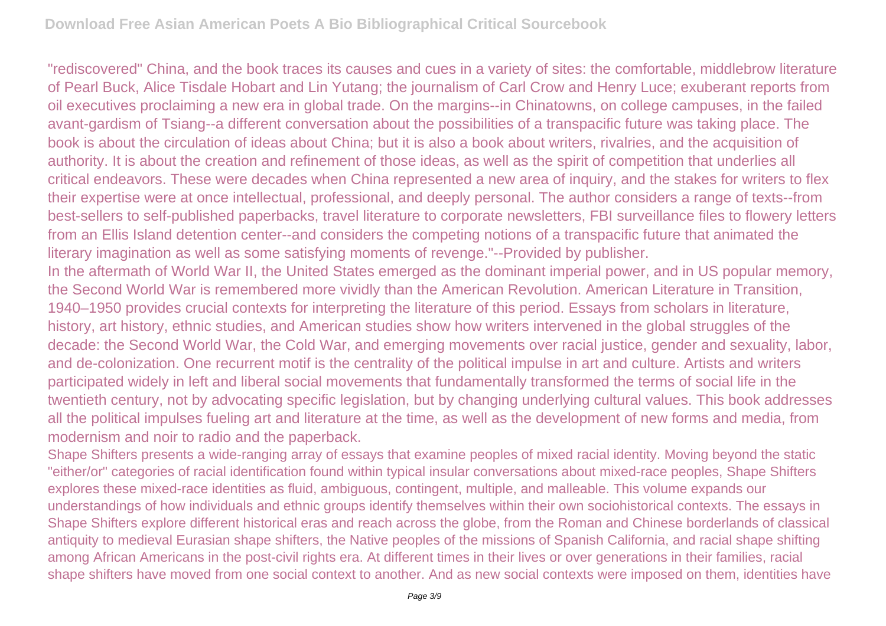"rediscovered" China, and the book traces its causes and cues in a variety of sites: the comfortable, middlebrow literature of Pearl Buck, Alice Tisdale Hobart and Lin Yutang; the journalism of Carl Crow and Henry Luce; exuberant reports from oil executives proclaiming a new era in global trade. On the margins--in Chinatowns, on college campuses, in the failed avant-gardism of Tsiang--a different conversation about the possibilities of a transpacific future was taking place. The book is about the circulation of ideas about China; but it is also a book about writers, rivalries, and the acquisition of authority. It is about the creation and refinement of those ideas, as well as the spirit of competition that underlies all critical endeavors. These were decades when China represented a new area of inquiry, and the stakes for writers to flex their expertise were at once intellectual, professional, and deeply personal. The author considers a range of texts--from best-sellers to self-published paperbacks, travel literature to corporate newsletters, FBI surveillance files to flowery letters from an Ellis Island detention center--and considers the competing notions of a transpacific future that animated the literary imagination as well as some satisfying moments of revenge."--Provided by publisher.

In the aftermath of World War II, the United States emerged as the dominant imperial power, and in US popular memory, the Second World War is remembered more vividly than the American Revolution. American Literature in Transition, 1940–1950 provides crucial contexts for interpreting the literature of this period. Essays from scholars in literature, history, art history, ethnic studies, and American studies show how writers intervened in the global struggles of the decade: the Second World War, the Cold War, and emerging movements over racial justice, gender and sexuality, labor, and de-colonization. One recurrent motif is the centrality of the political impulse in art and culture. Artists and writers participated widely in left and liberal social movements that fundamentally transformed the terms of social life in the twentieth century, not by advocating specific legislation, but by changing underlying cultural values. This book addresses all the political impulses fueling art and literature at the time, as well as the development of new forms and media, from modernism and noir to radio and the paperback.

Shape Shifters presents a wide-ranging array of essays that examine peoples of mixed racial identity. Moving beyond the static "either/or" categories of racial identification found within typical insular conversations about mixed-race peoples, Shape Shifters explores these mixed-race identities as fluid, ambiguous, contingent, multiple, and malleable. This volume expands our understandings of how individuals and ethnic groups identify themselves within their own sociohistorical contexts. The essays in Shape Shifters explore different historical eras and reach across the globe, from the Roman and Chinese borderlands of classical antiquity to medieval Eurasian shape shifters, the Native peoples of the missions of Spanish California, and racial shape shifting among African Americans in the post-civil rights era. At different times in their lives or over generations in their families, racial shape shifters have moved from one social context to another. And as new social contexts were imposed on them, identities have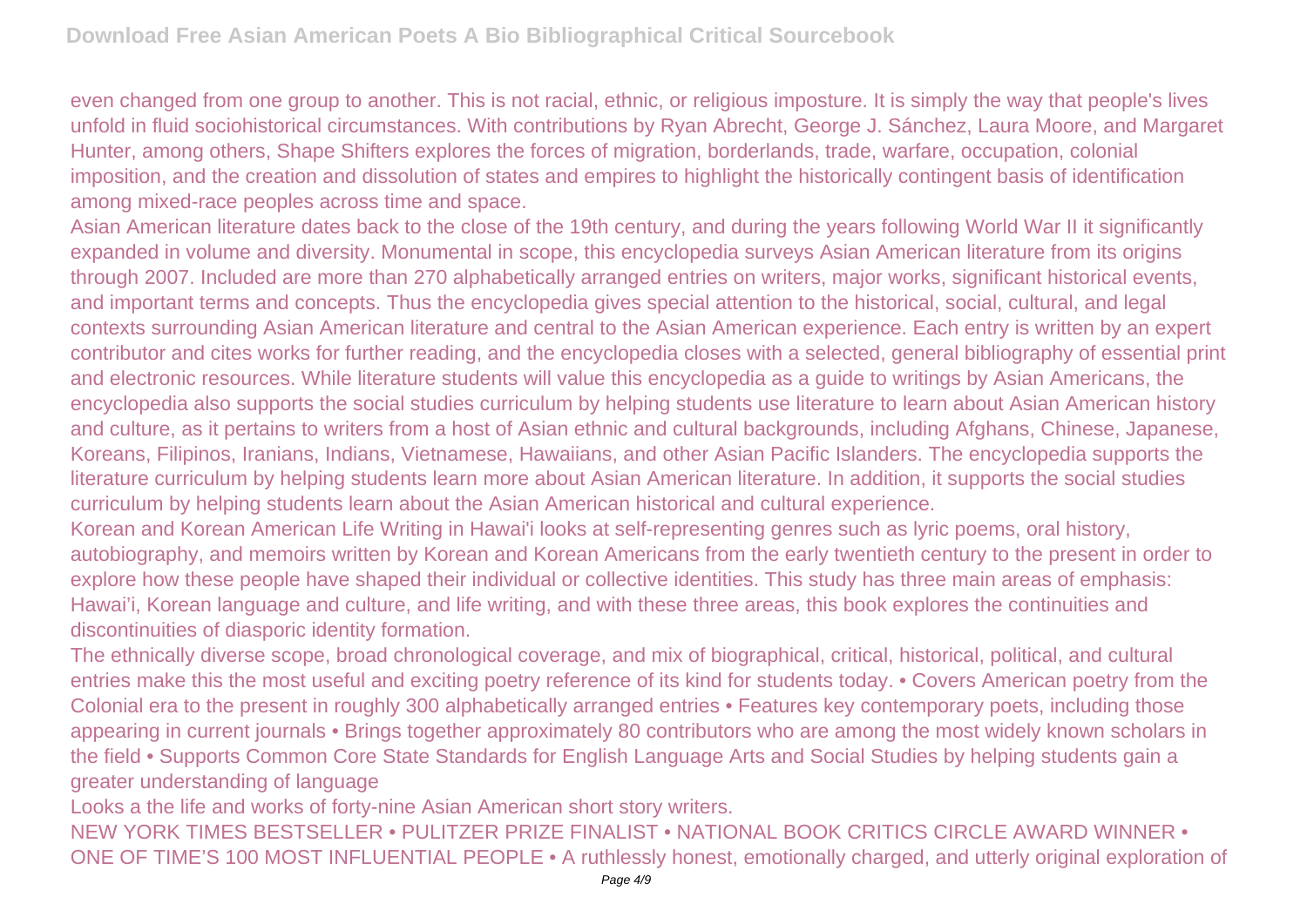even changed from one group to another. This is not racial, ethnic, or religious imposture. It is simply the way that people's lives unfold in fluid sociohistorical circumstances. With contributions by Ryan Abrecht, George J. Sánchez, Laura Moore, and Margaret Hunter, among others, Shape Shifters explores the forces of migration, borderlands, trade, warfare, occupation, colonial imposition, and the creation and dissolution of states and empires to highlight the historically contingent basis of identification among mixed-race peoples across time and space.

Asian American literature dates back to the close of the 19th century, and during the years following World War II it significantly expanded in volume and diversity. Monumental in scope, this encyclopedia surveys Asian American literature from its origins through 2007. Included are more than 270 alphabetically arranged entries on writers, major works, significant historical events, and important terms and concepts. Thus the encyclopedia gives special attention to the historical, social, cultural, and legal contexts surrounding Asian American literature and central to the Asian American experience. Each entry is written by an expert contributor and cites works for further reading, and the encyclopedia closes with a selected, general bibliography of essential print and electronic resources. While literature students will value this encyclopedia as a guide to writings by Asian Americans, the encyclopedia also supports the social studies curriculum by helping students use literature to learn about Asian American history and culture, as it pertains to writers from a host of Asian ethnic and cultural backgrounds, including Afghans, Chinese, Japanese, Koreans, Filipinos, Iranians, Indians, Vietnamese, Hawaiians, and other Asian Pacific Islanders. The encyclopedia supports the literature curriculum by helping students learn more about Asian American literature. In addition, it supports the social studies curriculum by helping students learn about the Asian American historical and cultural experience.

Korean and Korean American Life Writing in Hawai'i looks at self-representing genres such as lyric poems, oral history, autobiography, and memoirs written by Korean and Korean Americans from the early twentieth century to the present in order to explore how these people have shaped their individual or collective identities. This study has three main areas of emphasis: Hawai'i, Korean language and culture, and life writing, and with these three areas, this book explores the continuities and discontinuities of diasporic identity formation.

The ethnically diverse scope, broad chronological coverage, and mix of biographical, critical, historical, political, and cultural entries make this the most useful and exciting poetry reference of its kind for students today. • Covers American poetry from the Colonial era to the present in roughly 300 alphabetically arranged entries • Features key contemporary poets, including those appearing in current journals • Brings together approximately 80 contributors who are among the most widely known scholars in the field • Supports Common Core State Standards for English Language Arts and Social Studies by helping students gain a greater understanding of language

Looks a the life and works of forty-nine Asian American short story writers.

NEW YORK TIMES BESTSELLER • PULITZER PRIZE FINALIST • NATIONAL BOOK CRITICS CIRCLE AWARD WINNER • ONE OF TIME'S 100 MOST INFLUENTIAL PEOPLE • A ruthlessly honest, emotionally charged, and utterly original exploration of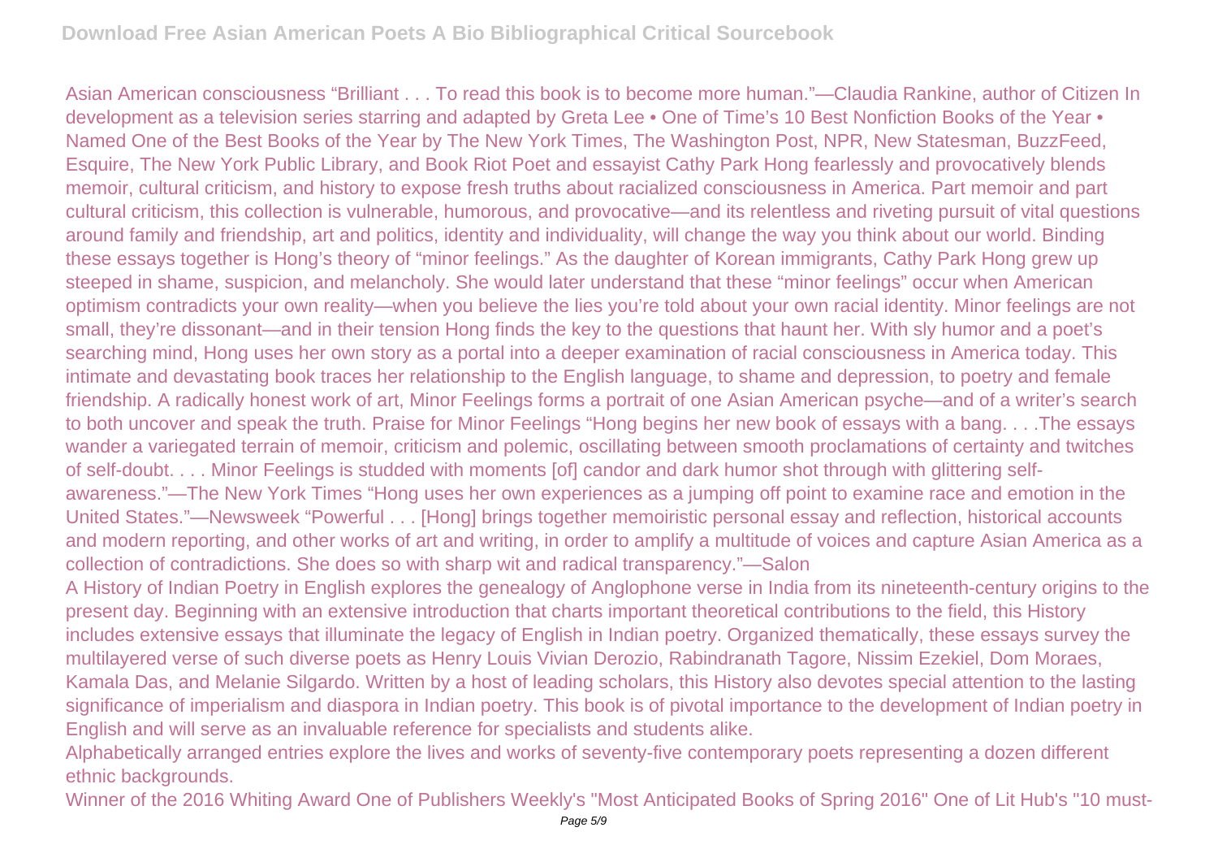Asian American consciousness “Brilliant . . . To read this book is to become more human.”—Claudia Rankine, author of Citizen In development as a television series starring and adapted by Greta Lee • One of Time’s 10 Best Nonfiction Books of the Year • Named One of the Best Books of the Year by The New York Times, The Washington Post, NPR, New Statesman, BuzzFeed, Esquire, The New York Public Library, and Book Riot Poet and essayist Cathy Park Hong fearlessly and provocatively blends memoir, cultural criticism, and history to expose fresh truths about racialized consciousness in America. Part memoir and part cultural criticism, this collection is vulnerable, humorous, and provocative—and its relentless and riveting pursuit of vital questions around family and friendship, art and politics, identity and individuality, will change the way you think about our world. Binding these essays together is Hong’s theory of “minor feelings.” As the daughter of Korean immigrants, Cathy Park Hong grew up steeped in shame, suspicion, and melancholy. She would later understand that these “minor feelings” occur when American optimism contradicts your own reality—when you believe the lies you’re told about your own racial identity. Minor feelings are not small, they’re dissonant—and in their tension Hong finds the key to the questions that haunt her. With sly humor and a poet’s searching mind, Hong uses her own story as a portal into a deeper examination of racial consciousness in America today. This intimate and devastating book traces her relationship to the English language, to shame and depression, to poetry and female friendship. A radically honest work of art, Minor Feelings forms a portrait of one Asian American psyche—and of a writer’s search to both uncover and speak the truth. Praise for Minor Feelings “Hong begins her new book of essays with a bang. . . .The essays wander a variegated terrain of memoir, criticism and polemic, oscillating between smooth proclamations of certainty and twitches of self-doubt. . . . Minor Feelings is studded with moments [of] candor and dark humor shot through with glittering self-awareness.”—The New York Times “Hong uses her own experiences as a jumping off point to examine race and emotion in the United States.”—Newsweek “Powerful . . . [Hong] brings together memoiristic personal essay and reflection, historical accounts and modern reporting, and other works of art and writing, in order to amplify a multitude of voices and capture Asian America as a collection of contradictions. She does so with sharp wit and radical transparency.”—Salon

A History of Indian Poetry in English explores the genealogy of Anglophone verse in India from its nineteenth-century origins to the present day. Beginning with an extensive introduction that charts important theoretical contributions to the field, this History includes extensive essays that illuminate the legacy of English in Indian poetry. Organized thematically, these essays survey the multilayered verse of such diverse poets as Henry Louis Vivian Derozio, Rabindranath Tagore, Nissim Ezekiel, Dom Moraes, Kamala Das, and Melanie Silgardo. Written by a host of leading scholars, this History also devotes special attention to the lasting significance of imperialism and diaspora in Indian poetry. This book is of pivotal importance to the development of Indian poetry in English and will serve as an invaluable reference for specialists and students alike.

Alphabetically arranged entries explore the lives and works of seventy-five contemporary poets representing a dozen different ethnic backgrounds.

Winner of the 2016 Whiting Award One of Publishers Weekly's "Most Anticipated Books of Spring 2016" One of Lit Hub's "10 must-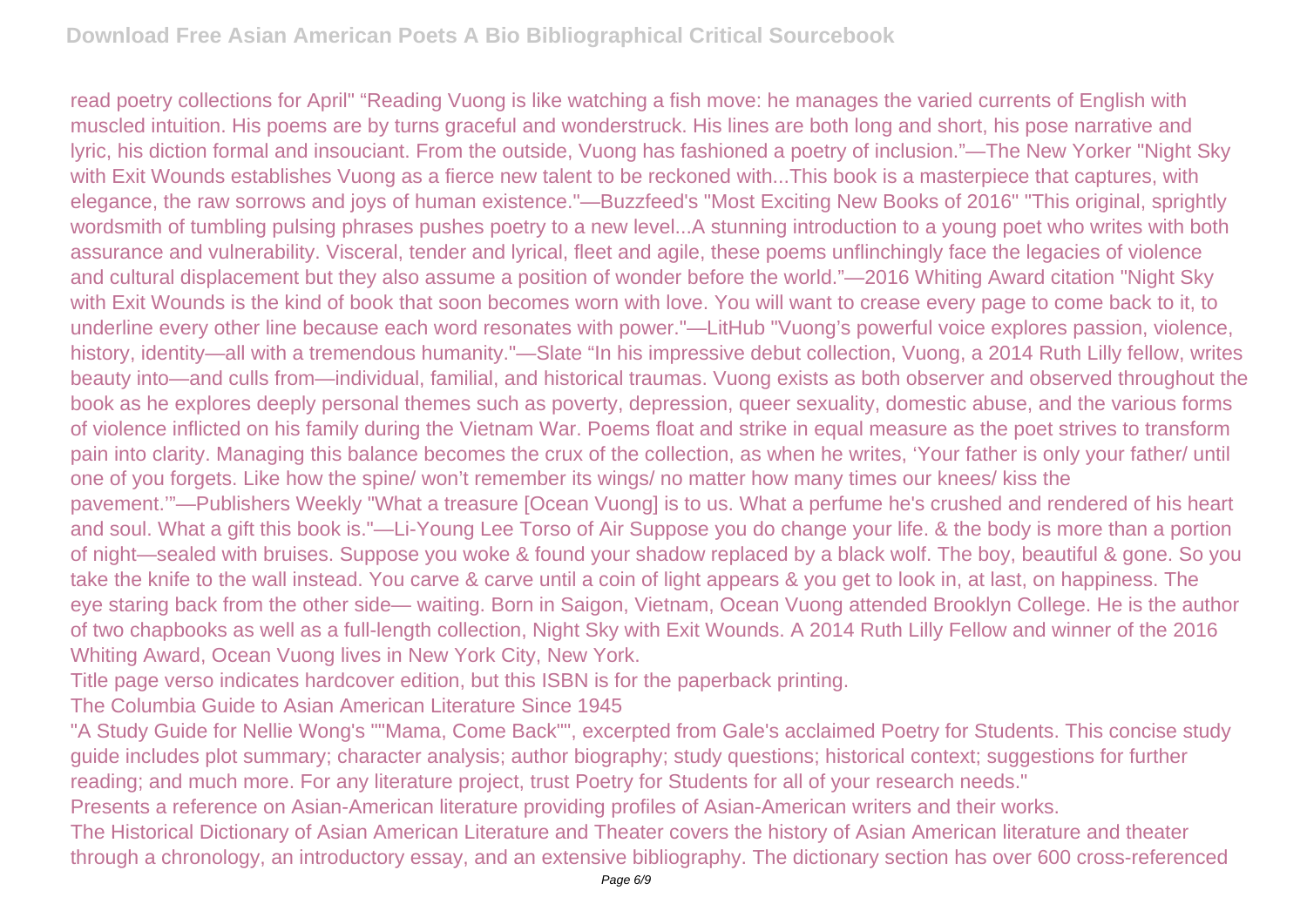read poetry collections for April" “Reading Vuong is like watching a fish move: he manages the varied currents of English with muscled intuition. His poems are by turns graceful and wonderstruck. His lines are both long and short, his pose narrative and lyric, his diction formal and insouciant. From the outside, Vuong has fashioned a poetry of inclusion.”—The New Yorker "Night Sky with Exit Wounds establishes Vuong as a fierce new talent to be reckoned with...This book is a masterpiece that captures, with elegance, the raw sorrows and joys of human existence."—Buzzfeed's "Most Exciting New Books of 2016" "This original, sprightly wordsmith of tumbling pulsing phrases pushes poetry to a new level...A stunning introduction to a young poet who writes with both assurance and vulnerability. Visceral, tender and lyrical, fleet and agile, these poems unflinchingly face the legacies of violence and cultural displacement but they also assume a position of wonder before the world.”—2016 Whiting Award citation "Night Sky with Exit Wounds is the kind of book that soon becomes worn with love. You will want to crease every page to come back to it, to underline every other line because each word resonates with power."—LitHub "Vuong’s powerful voice explores passion, violence, history, identity—all with a tremendous humanity."—Slate “In his impressive debut collection, Vuong, a 2014 Ruth Lilly fellow, writes beauty into—and culls from—individual, familial, and historical traumas. Vuong exists as both observer and observed throughout the book as he explores deeply personal themes such as poverty, depression, queer sexuality, domestic abuse, and the various forms of violence inflicted on his family during the Vietnam War. Poems float and strike in equal measure as the poet strives to transform pain into clarity. Managing this balance becomes the crux of the collection, as when he writes, ‘Your father is only your father/ until one of you forgets. Like how the spine/ won’t remember its wings/ no matter how many times our knees/ kiss the pavement.’”—Publishers Weekly "What a treasure [Ocean Vuong] is to us. What a perfume he's crushed and rendered of his heart and soul. What a gift this book is."—Li-Young Lee Torso of Air Suppose you do change your life. & the body is more than a portion of night—sealed with bruises. Suppose you woke & found your shadow replaced by a black wolf. The boy, beautiful & gone. So you take the knife to the wall instead. You carve & carve until a coin of light appears & you get to look in, at last, on happiness. The eye staring back from the other side— waiting. Born in Saigon, Vietnam, Ocean Vuong attended Brooklyn College. He is the author of two chapbooks as well as a full-length collection, Night Sky with Exit Wounds. A 2014 Ruth Lilly Fellow and winner of the 2016 Whiting Award, Ocean Vuong lives in New York City, New York.

Title page verso indicates hardcover edition, but this ISBN is for the paperback printing.

The Columbia Guide to Asian American Literature Since 1945

"A Study Guide for Nellie Wong's ""Mama, Come Back"", excerpted from Gale's acclaimed Poetry for Students. This concise study guide includes plot summary; character analysis; author biography; study questions; historical context; suggestions for further reading; and much more. For any literature project, trust Poetry for Students for all of your research needs."

Presents a reference on Asian-American literature providing profiles of Asian-American writers and their works.

The Historical Dictionary of Asian American Literature and Theater covers the history of Asian American literature and theater through a chronology, an introductory essay, and an extensive bibliography. The dictionary section has over 600 cross-referenced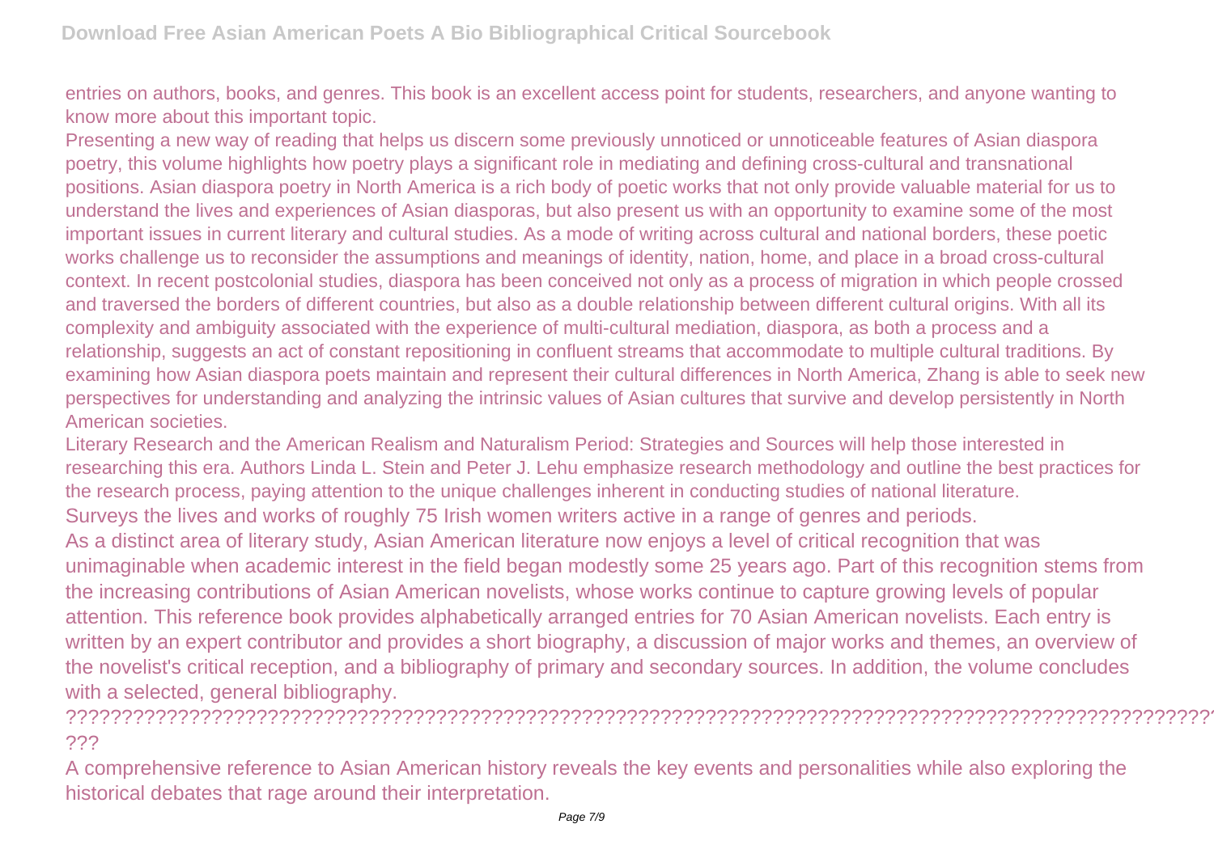entries on authors, books, and genres. This book is an excellent access point for students, researchers, and anyone wanting to know more about this important topic.

Presenting a new way of reading that helps us discern some previously unnoticed or unnoticeable features of Asian diaspora poetry, this volume highlights how poetry plays a significant role in mediating and defining cross-cultural and transnational positions. Asian diaspora poetry in North America is a rich body of poetic works that not only provide valuable material for us to understand the lives and experiences of Asian diasporas, but also present us with an opportunity to examine some of the most important issues in current literary and cultural studies. As a mode of writing across cultural and national borders, these poetic works challenge us to reconsider the assumptions and meanings of identity, nation, home, and place in a broad cross-cultural context. In recent postcolonial studies, diaspora has been conceived not only as a process of migration in which people crossed and traversed the borders of different countries, but also as a double relationship between different cultural origins. With all its complexity and ambiguity associated with the experience of multi-cultural mediation, diaspora, as both a process and a relationship, suggests an act of constant repositioning in confluent streams that accommodate to multiple cultural traditions. By examining how Asian diaspora poets maintain and represent their cultural differences in North America, Zhang is able to seek new perspectives for understanding and analyzing the intrinsic values of Asian cultures that survive and develop persistently in North American societies.

Literary Research and the American Realism and Naturalism Period: Strategies and Sources will help those interested in researching this era. Authors Linda L. Stein and Peter J. Lehu emphasize research methodology and outline the best practices for the research process, paying attention to the unique challenges inherent in conducting studies of national literature.

Surveys the lives and works of roughly 75 Irish women writers active in a range of genres and periods.

As a distinct area of literary study, Asian American literature now enjoys a level of critical recognition that was unimaginable when academic interest in the field began modestly some 25 years ago. Part of this recognition stems from the increasing contributions of Asian American novelists, whose works continue to capture growing levels of popular attention. This reference book provides alphabetically arranged entries for 70 Asian American novelists. Each entry is written by an expert contributor and provides a short biography, a discussion of major works and themes, an overview of the novelist's critical reception, and a bibliography of primary and secondary sources. In addition, the volume concludes with a selected, general bibliography.

????????????????????????????????????????????????????????????????????????????????????????????????????????
???

A comprehensive reference to Asian American history reveals the key events and personalities while also exploring the historical debates that rage around their interpretation.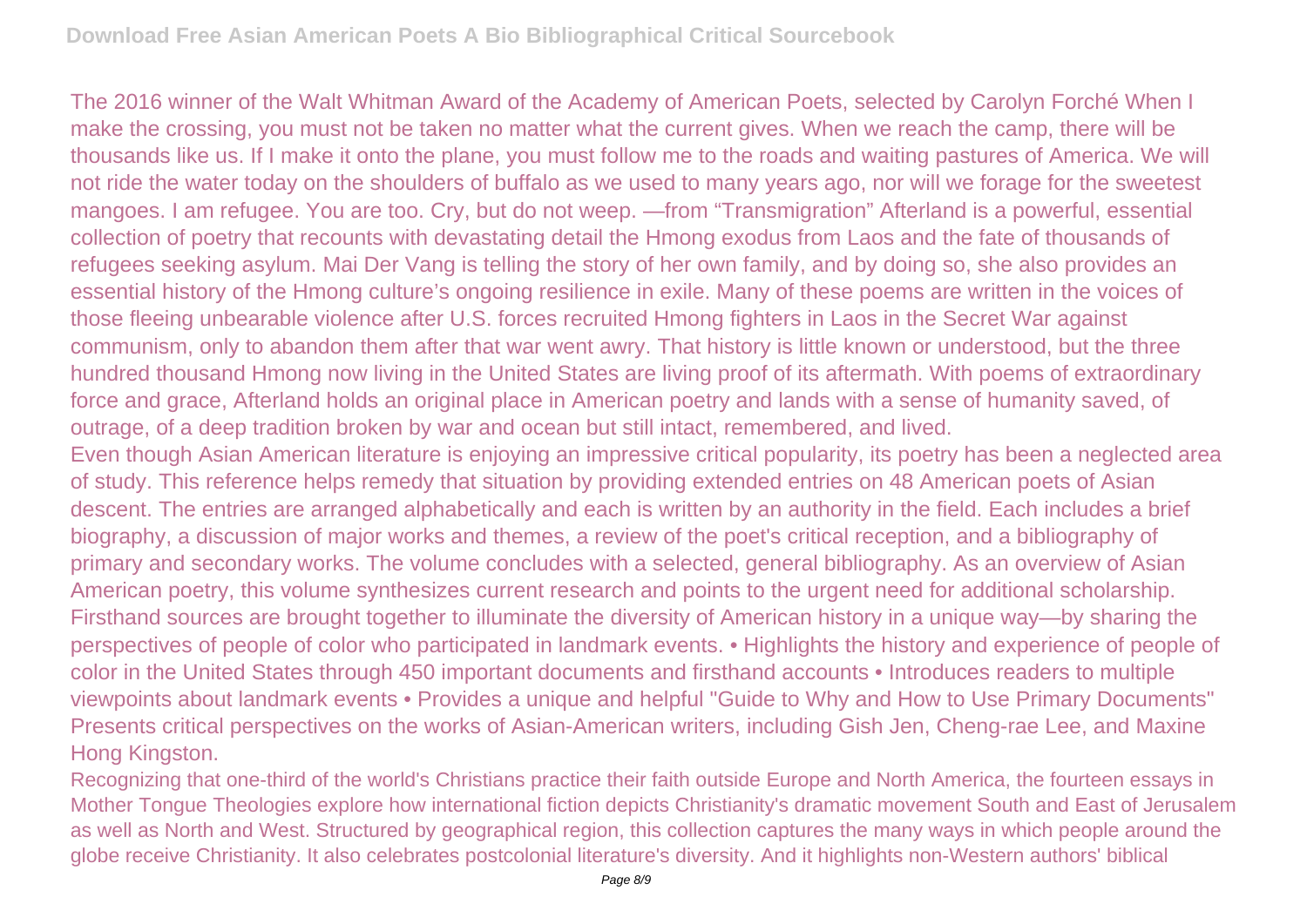The 2016 winner of the Walt Whitman Award of the Academy of American Poets, selected by Carolyn Forché When I make the crossing, you must not be taken no matter what the current gives. When we reach the camp, there will be thousands like us. If I make it onto the plane, you must follow me to the roads and waiting pastures of America. We will not ride the water today on the shoulders of buffalo as we used to many years ago, nor will we forage for the sweetest mangoes. I am refugee. You are too. Cry, but do not weep. —from "Transmigration" Afterland is a powerful, essential collection of poetry that recounts with devastating detail the Hmong exodus from Laos and the fate of thousands of refugees seeking asylum. Mai Der Vang is telling the story of her own family, and by doing so, she also provides an essential history of the Hmong culture's ongoing resilience in exile. Many of these poems are written in the voices of those fleeing unbearable violence after U.S. forces recruited Hmong fighters in Laos in the Secret War against communism, only to abandon them after that war went awry. That history is little known or understood, but the three hundred thousand Hmong now living in the United States are living proof of its aftermath. With poems of extraordinary force and grace, Afterland holds an original place in American poetry and lands with a sense of humanity saved, of outrage, of a deep tradition broken by war and ocean but still intact, remembered, and lived.

Even though Asian American literature is enjoying an impressive critical popularity, its poetry has been a neglected area of study. This reference helps remedy that situation by providing extended entries on 48 American poets of Asian descent. The entries are arranged alphabetically and each is written by an authority in the field. Each includes a brief biography, a discussion of major works and themes, a review of the poet's critical reception, and a bibliography of primary and secondary works. The volume concludes with a selected, general bibliography. As an overview of Asian American poetry, this volume synthesizes current research and points to the urgent need for additional scholarship.

Firsthand sources are brought together to illuminate the diversity of American history in a unique way—by sharing the perspectives of people of color who participated in landmark events. • Highlights the history and experience of people of color in the United States through 450 important documents and firsthand accounts • Introduces readers to multiple viewpoints about landmark events • Provides a unique and helpful "Guide to Why and How to Use Primary Documents"

Presents critical perspectives on the works of Asian-American writers, including Gish Jen, Cheng-rae Lee, and Maxine Hong Kingston.

Recognizing that one-third of the world's Christians practice their faith outside Europe and North America, the fourteen essays in Mother Tongue Theologies explore how international fiction depicts Christianity's dramatic movement South and East of Jerusalem as well as North and West. Structured by geographical region, this collection captures the many ways in which people around the globe receive Christianity. It also celebrates postcolonial literature's diversity. And it highlights non-Western authors' biblical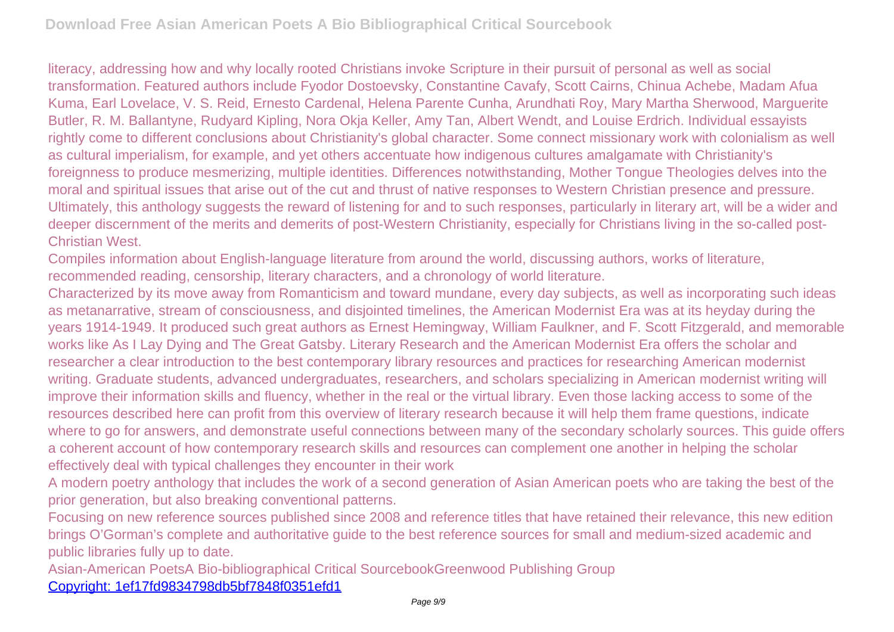literacy, addressing how and why locally rooted Christians invoke Scripture in their pursuit of personal as well as social transformation. Featured authors include Fyodor Dostoevsky, Constantine Cavafy, Scott Cairns, Chinua Achebe, Madam Afua Kuma, Earl Lovelace, V. S. Reid, Ernesto Cardenal, Helena Parente Cunha, Arundhati Roy, Mary Martha Sherwood, Marguerite Butler, R. M. Ballantyne, Rudyard Kipling, Nora Okja Keller, Amy Tan, Albert Wendt, and Louise Erdrich. Individual essayists rightly come to different conclusions about Christianity's global character. Some connect missionary work with colonialism as well as cultural imperialism, for example, and yet others accentuate how indigenous cultures amalgamate with Christianity's foreignness to produce mesmerizing, multiple identities. Differences notwithstanding, Mother Tongue Theologies delves into the moral and spiritual issues that arise out of the cut and thrust of native responses to Western Christian presence and pressure. Ultimately, this anthology suggests the reward of listening for and to such responses, particularly in literary art, will be a wider and deeper discernment of the merits and demerits of post-Western Christianity, especially for Christians living in the so-called post-Christian West.

Compiles information about English-language literature from around the world, discussing authors, works of literature, recommended reading, censorship, literary characters, and a chronology of world literature.

Characterized by its move away from Romanticism and toward mundane, every day subjects, as well as incorporating such ideas as metanarrative, stream of consciousness, and disjointed timelines, the American Modernist Era was at its heyday during the years 1914-1949. It produced such great authors as Ernest Hemingway, William Faulkner, and F. Scott Fitzgerald, and memorable works like As I Lay Dying and The Great Gatsby. Literary Research and the American Modernist Era offers the scholar and researcher a clear introduction to the best contemporary library resources and practices for researching American modernist writing. Graduate students, advanced undergraduates, researchers, and scholars specializing in American modernist writing will improve their information skills and fluency, whether in the real or the virtual library. Even those lacking access to some of the resources described here can profit from this overview of literary research because it will help them frame questions, indicate where to go for answers, and demonstrate useful connections between many of the secondary scholarly sources. This guide offers a coherent account of how contemporary research skills and resources can complement one another in helping the scholar effectively deal with typical challenges they encounter in their work

A modern poetry anthology that includes the work of a second generation of Asian American poets who are taking the best of the prior generation, but also breaking conventional patterns.

Focusing on new reference sources published since 2008 and reference titles that have retained their relevance, this new edition brings O'Gorman's complete and authoritative guide to the best reference sources for small and medium-sized academic and public libraries fully up to date.

Asian-American PoetsA Bio-bibliographical Critical SourcebookGreenwood Publishing Group

Copyright: 1ef17fd9834798db5bf7848f0351efd1